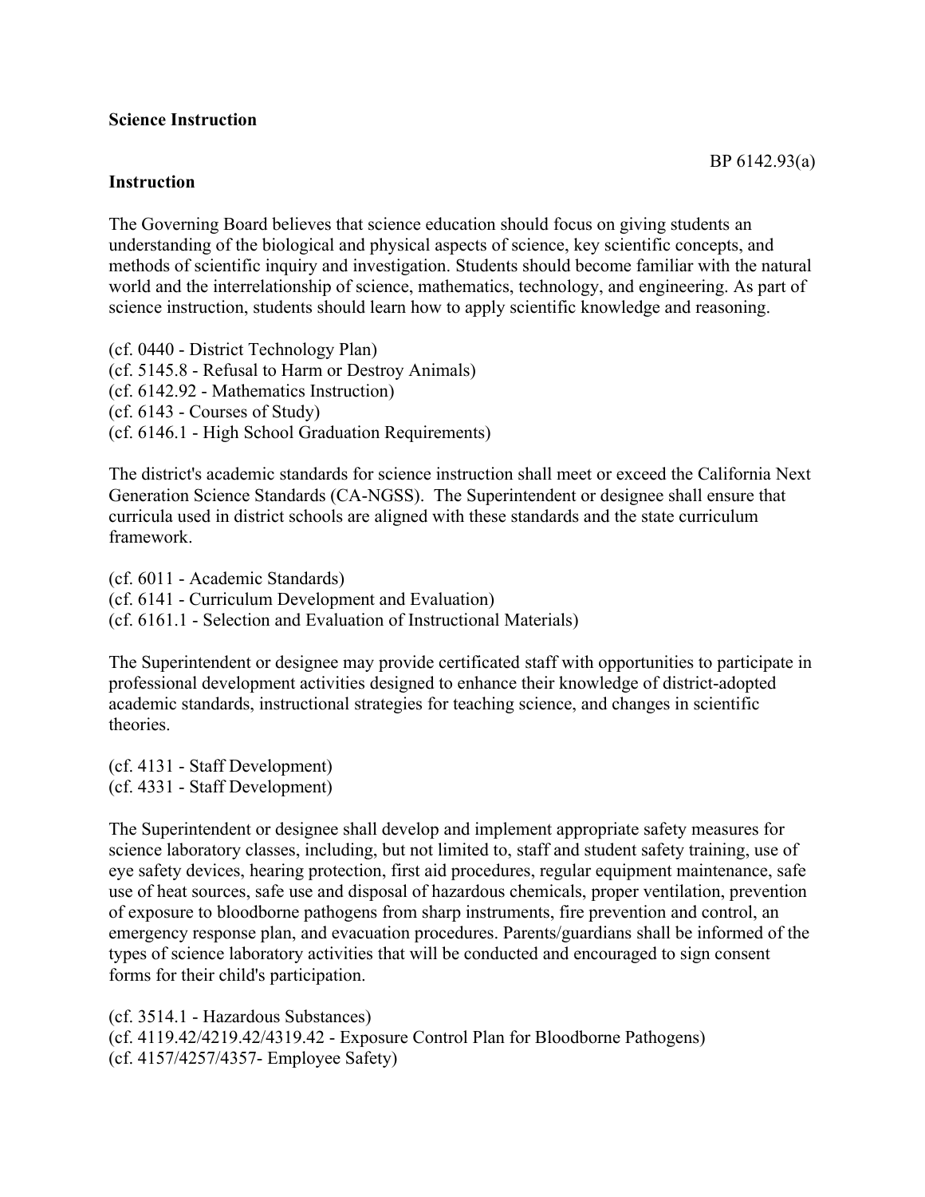**Science Instruction**

BP 6142.93(a)

**Instruction**

The Governing Board believes that science education should focus on giving students an understanding of the biological and physical aspects of science, key scientific concepts, and methods of scientific inquiry and investigation. Students should become familiar with the natural world and the interrelationship of science, mathematics, technology, and engineering. As part of science instruction, students should learn how to apply scientific knowledge and reasoning.

(cf. 0440 - District Technology Plan)
(cf. 5145.8 - Refusal to Harm or Destroy Animals)
(cf. 6142.92 - Mathematics Instruction)
(cf. 6143 - Courses of Study)
(cf. 6146.1 - High School Graduation Requirements)

The district's academic standards for science instruction shall meet or exceed the California Next Generation Science Standards (CA-NGSS). The Superintendent or designee shall ensure that curricula used in district schools are aligned with these standards and the state curriculum framework.

(cf. 6011 - Academic Standards)
(cf. 6141 - Curriculum Development and Evaluation)
(cf. 6161.1 - Selection and Evaluation of Instructional Materials)

The Superintendent or designee may provide certificated staff with opportunities to participate in professional development activities designed to enhance their knowledge of district-adopted academic standards, instructional strategies for teaching science, and changes in scientific theories.

(cf. 4131 - Staff Development)
(cf. 4331 - Staff Development)

The Superintendent or designee shall develop and implement appropriate safety measures for science laboratory classes, including, but not limited to, staff and student safety training, use of eye safety devices, hearing protection, first aid procedures, regular equipment maintenance, safe use of heat sources, safe use and disposal of hazardous chemicals, proper ventilation, prevention of exposure to bloodborne pathogens from sharp instruments, fire prevention and control, an emergency response plan, and evacuation procedures. Parents/guardians shall be informed of the types of science laboratory activities that will be conducted and encouraged to sign consent forms for their child's participation.

(cf. 3514.1 - Hazardous Substances)
(cf. 4119.42/4219.42/4319.42 - Exposure Control Plan for Bloodborne Pathogens)
(cf. 4157/4257/4357- Employee Safety)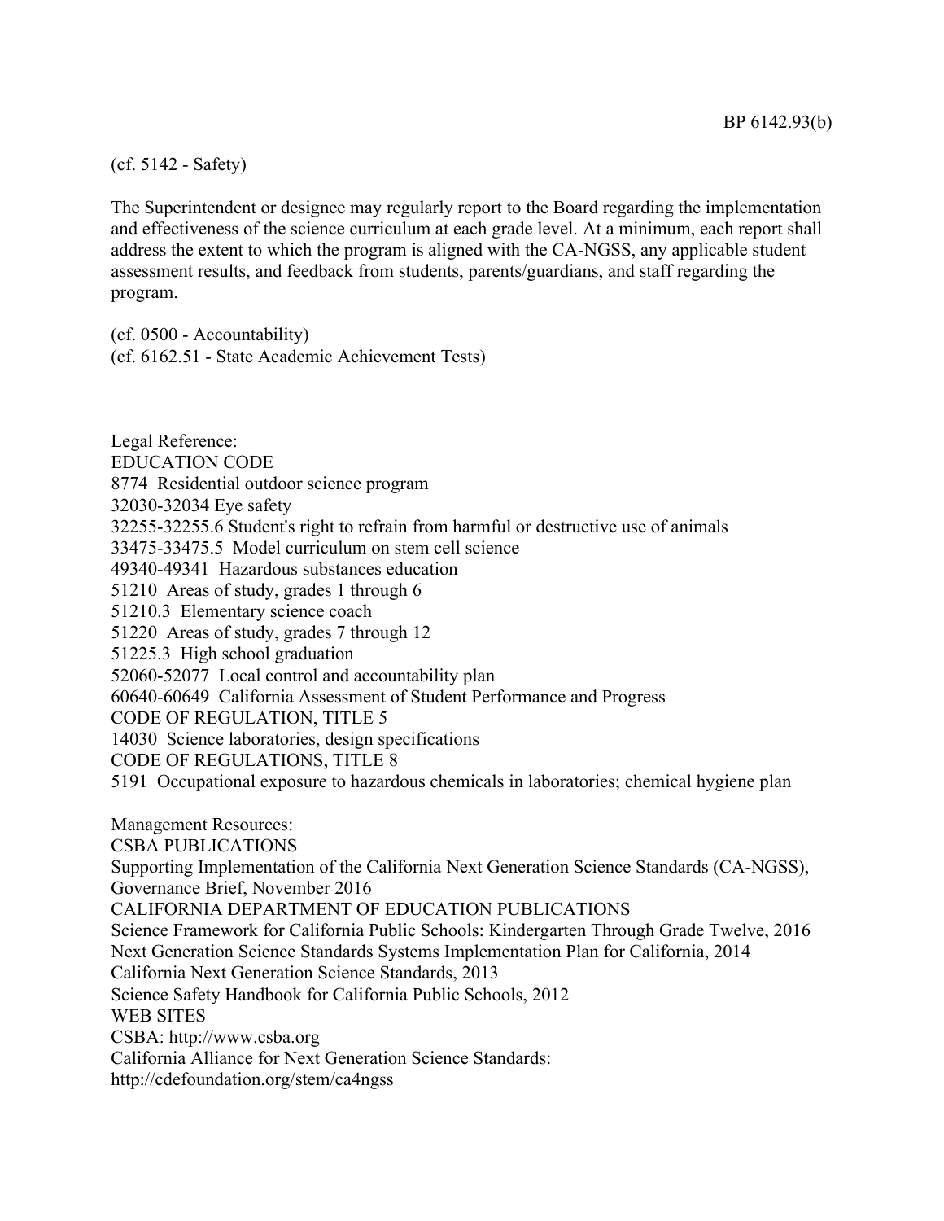(cf. 5142 - Safety)

The Superintendent or designee may regularly report to the Board regarding the implementation and effectiveness of the science curriculum at each grade level. At a minimum, each report shall address the extent to which the program is aligned with the CA-NGSS, any applicable student assessment results, and feedback from students, parents/guardians, and staff regarding the program.

(cf. 0500 - Accountability)
(cf. 6162.51 - State Academic Achievement Tests)

Legal Reference:
EDUCATION CODE
8774 Residential outdoor science program
32030-32034 Eye safety
32255-32255.6 Student's right to refrain from harmful or destructive use of animals
33475-33475.5 Model curriculum on stem cell science
49340-49341 Hazardous substances education
51210 Areas of study, grades 1 through 6
51210.3 Elementary science coach
51220 Areas of study, grades 7 through 12
51225.3 High school graduation
52060-52077 Local control and accountability plan
60640-60649 California Assessment of Student Performance and Progress
CODE OF REGULATION, TITLE 5
14030 Science laboratories, design specifications
CODE OF REGULATIONS, TITLE 8
5191 Occupational exposure to hazardous chemicals in laboratories; chemical hygiene plan

Management Resources:
CSBA PUBLICATIONS
Supporting Implementation of the California Next Generation Science Standards (CA-NGSS), Governance Brief, November 2016
CALIFORNIA DEPARTMENT OF EDUCATION PUBLICATIONS
Science Framework for California Public Schools: Kindergarten Through Grade Twelve, 2016
Next Generation Science Standards Systems Implementation Plan for California, 2014
California Next Generation Science Standards, 2013
Science Safety Handbook for California Public Schools, 2012
WEB SITES
CSBA: http://www.csba.org
California Alliance for Next Generation Science Standards:
http://cdefoundation.org/stem/ca4ngss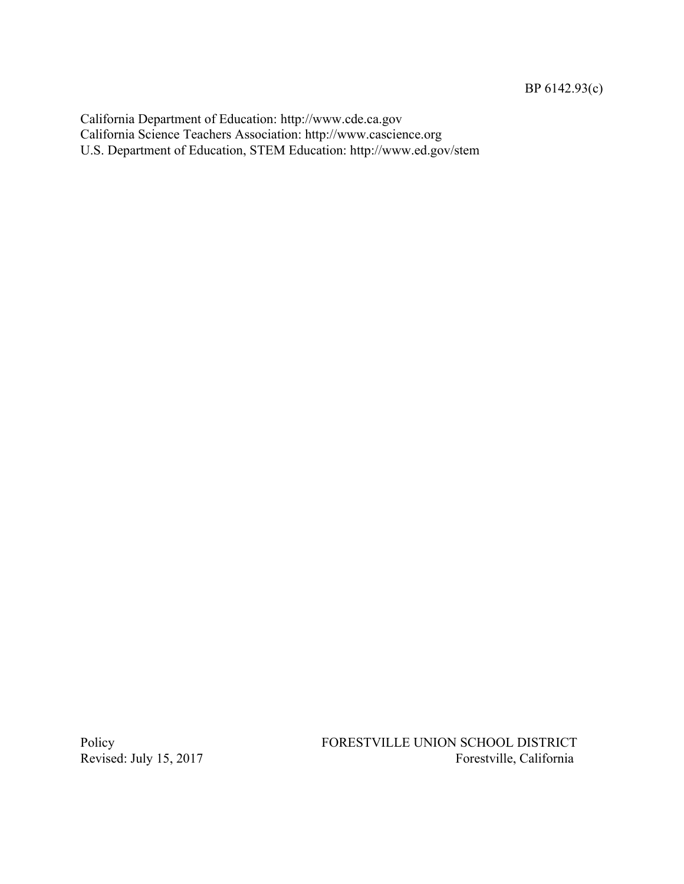California Department of Education: http://www.cde.ca.gov
California Science Teachers Association: http://www.cascience.org
U.S. Department of Education, STEM Education: http://www.ed.gov/stem

Policy
Revised: July 15, 2017

FORESTVILLE UNION SCHOOL DISTRICT
Forestville, California